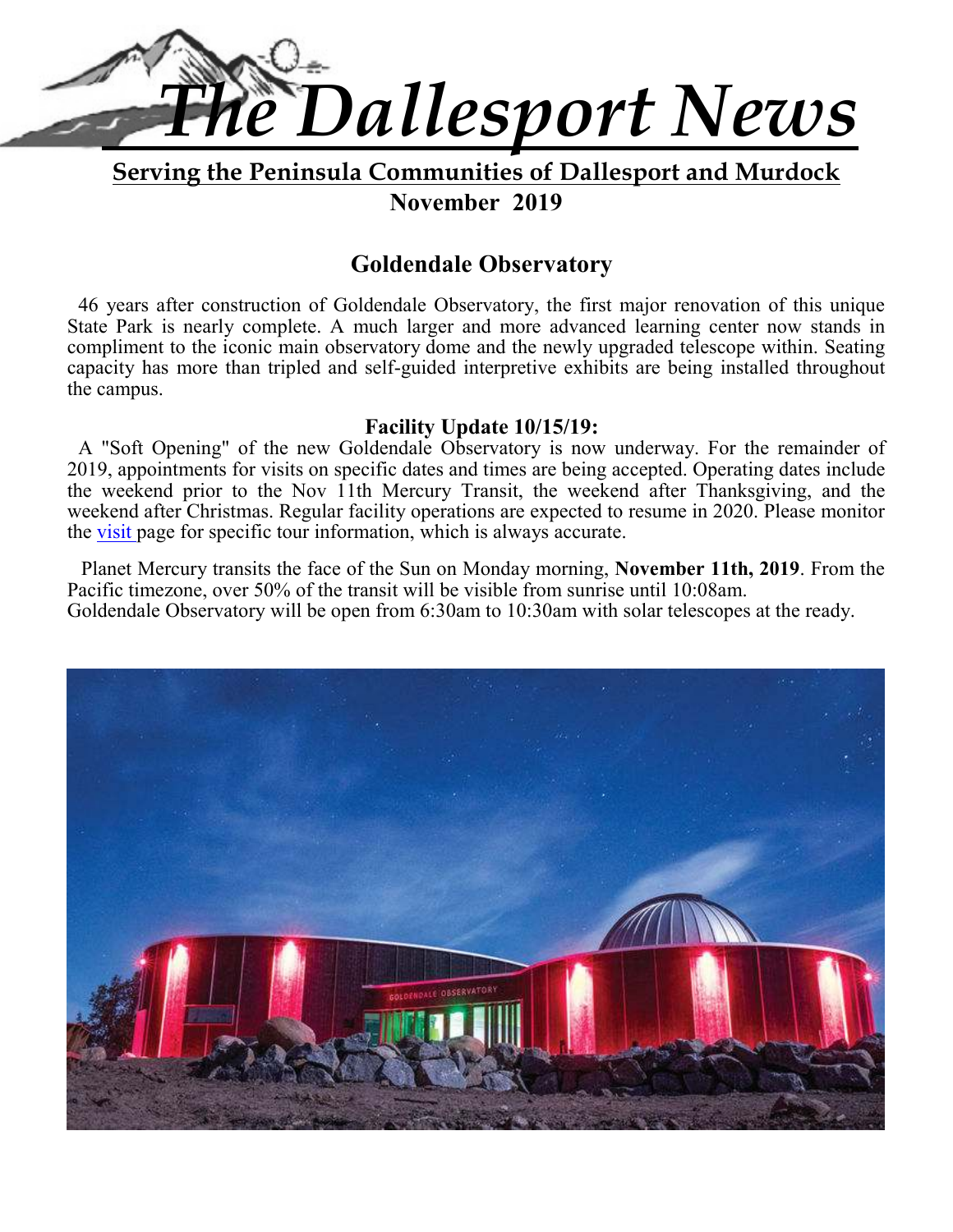# The Dallesport News

**Serving the Peninsula Communities of Dallesport and Murdock**

**November 2019**

## Goldendale Observatory

46 years after construction of Goldendale Observatory, the first major renovation of this unique State Park is nearly complete. A much larger and more advanced learning center now stands in compliment to the iconic main observatory dome and the newly upgraded telescope within. Seating capacity has more than tripled and self-guided interpretive exhibits are being installed throughout the campus.

### Facility Update 10/15/19:

A "Soft Opening" of the new Goldendale Observatory is now underway. For the remainder of 2019, appointments for visits on specific dates and times are being accepted. Operating dates include the weekend prior to the Nov 11th Mercury Transit, the weekend after Thanksgiving, and the weekend after Christmas. Regular facility operations are expected to resume in 2020. Please monitor the visit page for specific tour information, which is always accurate.

Planet Mercury transits the face of the Sun on Monday morning, **November 11th, 2019**. From the Pacific timezone, over 50% of the transit will be visible from sunrise until 10:08am.
Goldendale Observatory will be open from 6:30am to 10:30am with solar telescopes at the ready.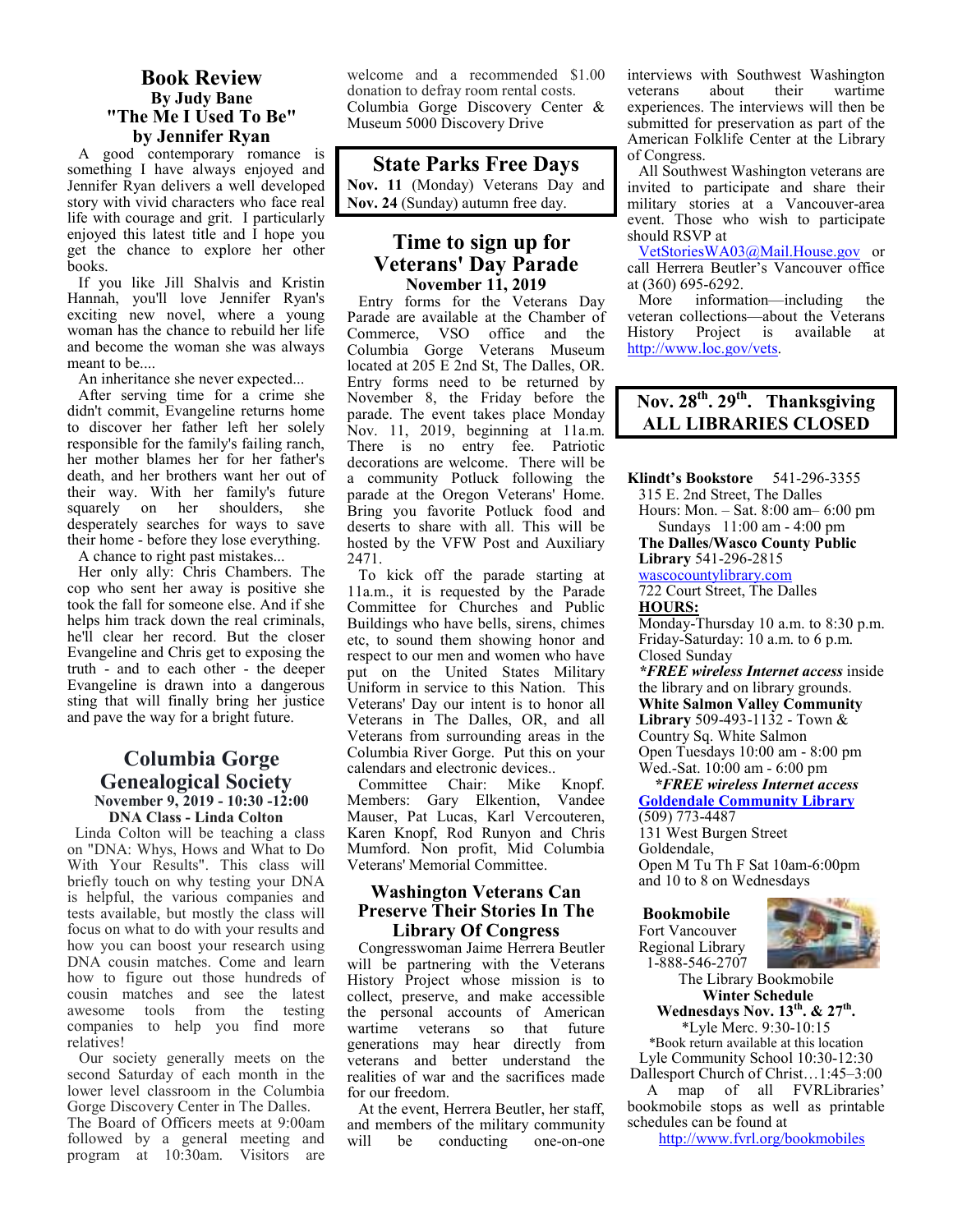## Book Review

**By Judy Bane**

**"The Me I Used To Be"**

**by Jennifer Ryan**

A good contemporary romance is something I have always enjoyed and Jennifer Ryan delivers a well developed story with vivid characters who face real life with courage and grit. I particularly enjoyed this latest title and I hope you get the chance to explore her other books.

If you like Jill Shalvis and Kristin Hannah, you'll love Jennifer Ryan's exciting new novel, where a young woman has the chance to rebuild her life and become the woman she was always meant to be....

An inheritance she never expected...

After serving time for a crime she didn't commit, Evangeline returns home to discover her father left her solely responsible for the family's failing ranch, her mother blames her for her father's death, and her brothers want her out of their way. With her family's future squarely on her shoulders, she desperately searches for ways to save their home - before they lose everything.

A chance to right past mistakes...

Her only ally: Chris Chambers. The cop who sent her away is positive she took the fall for someone else. And if she helps him track down the real criminals, he'll clear her record. But the closer Evangeline and Chris get to exposing the truth - and to each other - the deeper Evangeline is drawn into a dangerous sting that will finally bring her justice and pave the way for a bright future.

## Columbia Gorge Genealogical Society

**November 9, 2019 - 10:30 -12:00**

**DNA Class - Linda Colton**

Linda Colton will be teaching a class on "DNA: Whys, Hows and What to Do With Your Results". This class will briefly touch on why testing your DNA is helpful, the various companies and tests available, but mostly the class will focus on what to do with your results and how you can boost your research using DNA cousin matches. Come and learn how to figure out those hundreds of cousin matches and see the latest awesome tools from the testing companies to help you find more relatives!

Our society generally meets on the second Saturday of each month in the lower level classroom in the Columbia Gorge Discovery Center in The Dalles. The Board of Officers meets at 9:00am followed by a general meeting and program at 10:30am. Visitors are welcome and a recommended $1.00 donation to defray room rental costs. Columbia Gorge Discovery Center & Museum 5000 Discovery Drive

## State Parks Free Days

**Nov. 11** (Monday) Veterans Day and **Nov. 24** (Sunday) autumn free day.

## Time to sign up for Veterans' Day Parade

**November 11, 2019**

Entry forms for the Veterans Day Parade are available at the Chamber of Commerce, VSO office and the Columbia Gorge Veterans Museum located at 205 E 2nd St, The Dalles, OR. Entry forms need to be returned by November 8, the Friday before the parade. The event takes place Monday Nov. 11, 2019, beginning at 11a.m. There is no entry fee. Patriotic decorations are welcome. There will be a community Potluck following the parade at the Oregon Veterans' Home. Bring you favorite Potluck food and deserts to share with all. This will be hosted by the VFW Post and Auxiliary 2471.

To kick off the parade starting at 11a.m., it is requested by the Parade Committee for Churches and Public Buildings who have bells, sirens, chimes etc, to sound them showing honor and respect to our men and women who have put on the United States Military Uniform in service to this Nation. This Veterans' Day our intent is to honor all Veterans in The Dalles, OR, and all Veterans from surrounding areas in the Columbia River Gorge. Put this on your calendars and electronic devices..

Committee Chair: Mike Knopf. Members: Gary Elkention, Vandee Mauser, Pat Lucas, Karl Vercouteren, Karen Knopf, Rod Runyon and Chris Mumford. Non profit, Mid Columbia Veterans' Memorial Committee.

## Washington Veterans Can Preserve Their Stories In The Library Of Congress

Congresswoman Jaime Herrera Beutler will be partnering with the Veterans History Project whose mission is to collect, preserve, and make accessible the personal accounts of American wartime veterans so that future generations may hear directly from veterans and better understand the realities of war and the sacrifices made for our freedom.

At the event, Herrera Beutler, her staff, and members of the military community will be conducting one-on-one interviews with Southwest Washington veterans about their wartime experiences. The interviews will then be submitted for preservation as part of the American Folklife Center at the Library of Congress.

All Southwest Washington veterans are invited to participate and share their military stories at a Vancouver-area event. Those who wish to participate should RSVP at

VetStoriesWA03@Mail.House.gov or call Herrera Beutler's Vancouver office at (360) 695-6292.

More information—including the veteran collections—about the Veterans History Project is available at http://www.loc.gov/vets.

## Nov. 28th. 29th. Thanksgiving ALL LIBRARIES CLOSED

**Klindt's Bookstore** 541-296-3355
315 E. 2nd Street, The Dalles
Hours: Mon. – Sat. 8:00 am– 6:00 pm
Sundays 11:00 am - 4:00 pm

**The Dalles/Wasco County Public Library** 541-296-2815
wascocountylibrary.com
722 Court Street, The Dalles
**HOURS:**
Monday-Thursday 10 a.m. to 8:30 p.m.
Friday-Saturday: 10 a.m. to 6 p.m.
Closed Sunday
***FREE wireless Internet access** inside the library and on library grounds.*

**White Salmon Valley Community Library** 509-493-1132 - Town & Country Sq. White Salmon
Open Tuesdays 10:00 am - 8:00 pm
Wed.-Sat. 10:00 am - 6:00 pm
***FREE wireless Internet access***

**Goldendale Community Library**
(509) 773-4487
131 West Burgen Street
Goldendale,
Open M Tu Th F Sat 10am-6:00pm and 10 to 8 on Wednesdays

**Bookmobile**
Fort Vancouver Regional Library
1-888-546-2707
The Library Bookmobile
**Winter Schedule**
**Wednesdays Nov. 13th. & 27th.**
*Lyle Merc. 9:30-10:15
*Book return available at this location
Lyle Community School 10:30-12:30
Dallesport Church of Christ…1:45–3:00

A map of all FVRLibraries' bookmobile stops as well as printable schedules can be found at
http://www.fvrl.org/bookmobiles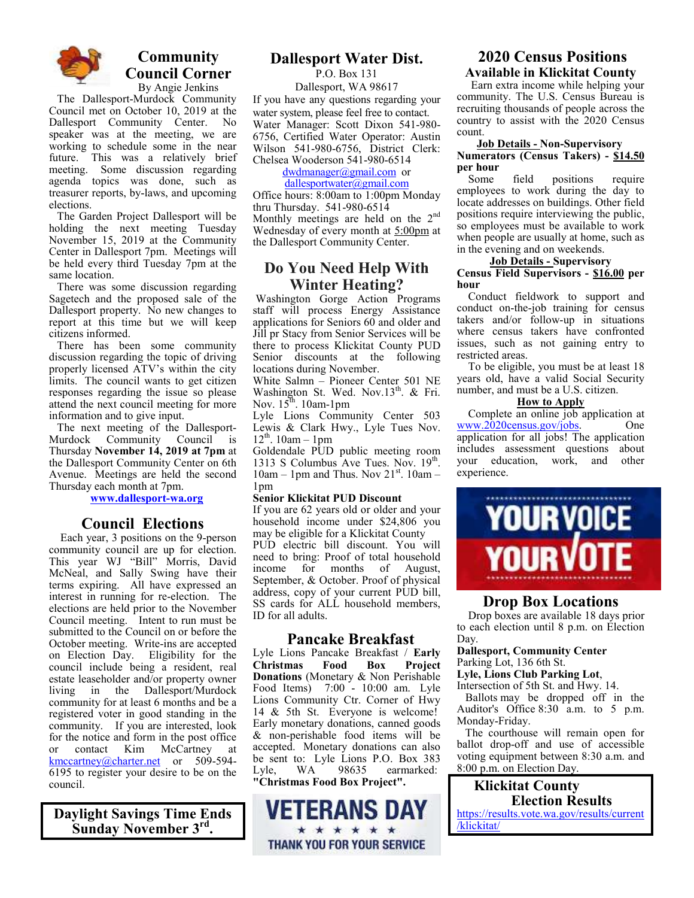## Community Council Corner

By Angie Jenkins

The Dallesport-Murdock Community Council met on October 10, 2019 at the Dallesport Community Center. No speaker was at the meeting, we are working to schedule some in the near future. This was a relatively brief meeting. Some discussion regarding agenda topics was done, such as treasurer reports, by-laws, and upcoming elections.

The Garden Project Dallesport will be holding the next meeting Tuesday November 15, 2019 at the Community Center in Dallesport 7pm. Meetings will be held every third Tuesday 7pm at the same location.

There was some discussion regarding Sagetech and the proposed sale of the Dallesport property. No new changes to report at this time but we will keep citizens informed.

There has been some community discussion regarding the topic of driving properly licensed ATV's within the city limits. The council wants to get citizen responses regarding the issue so please attend the next council meeting for more information and to give input.

The next meeting of the Dallesport-Murdock Community Council is Thursday **November 14, 2019 at 7pm** at the Dallesport Community Center on 6th Avenue. Meetings are held the second Thursday each month at 7pm.

**www.dallesport-wa.org**

## Council Elections

Each year, 3 positions on the 9-person community council are up for election. This year WJ "Bill" Morris, David McNeal, and Sally Swing have their terms expiring. All have expressed an interest in running for re-election. The elections are held prior to the November Council meeting. Intent to run must be submitted to the Council on or before the October meeting. Write-ins are accepted on Election Day. Eligibility for the council include being a resident, real estate leaseholder and/or property owner living in the Dallesport/Murdock community for at least 6 months and be a registered voter in good standing in the community. If you are interested, look for the notice and form in the post office or contact Kim McCartney at kmccartney@charter.net or 509-594-6195 to register your desire to be on the council.

**Daylight Savings Time Ends Sunday November 3rd.**

## Dallesport Water Dist.

P.O. Box 131
Dallesport, WA 98617

If you have any questions regarding your water system, please feel free to contact. Water Manager: Scott Dixon 541-980-6756, Certified Water Operator: Austin Wilson 541-980-6756, District Clerk: Chelsea Wooderson 541-980-6514

dwdmanager@gmail.com or dallesportwater@gmail.com

Office hours: 8:00am to 1:00pm Monday thru Thursday. 541-980-6514

Monthly meetings are held on the 2nd Wednesday of every month at 5:00pm at the Dallesport Community Center.

## Do You Need Help With Winter Heating?

Washington Gorge Action Programs staff will process Energy Assistance applications for Seniors 60 and older and Jill pr Stacy from Senior Services will be there to process Klickitat County PUD Senior discounts at the following locations during November.

White Salmn – Pioneer Center 501 NE Washington St. Wed. Nov.13th. & Fri. Nov. 15th. 10am-1pm

Lyle Lions Community Center 503 Lewis & Clark Hwy., Lyle Tues Nov. 12th. 10am – 1pm

Goldendale PUD public meeting room 1313 S Columbus Ave Tues. Nov. 19th. 10am – 1pm and Thus. Nov 21st. 10am – 1pm

**Senior Klickitat PUD Discount**

If you are 62 years old or older and your household income under $24,806 you may be eligible for a Klickitat County PUD electric bill discount. You will need to bring: Proof of total household income for months of August, September, & October. Proof of physical address, copy of your current PUD bill, SS cards for ALL household members, ID for all adults.

## Pancake Breakfast

Lyle Lions Pancake Breakfast / **Early Christmas Food Box Project Donations** (Monetary & Non Perishable Food Items) 7:00 - 10:00 am. Lyle Lions Community Ctr. Corner of Hwy 14 & 5th St. Everyone is welcome! Early monetary donations, canned goods & non-perishable food items will be accepted. Monetary donations can also be sent to: Lyle Lions P.O. Box 383 Lyle, WA 98635 earmarked: **"Christmas Food Box Project".**

**VETERANS DAY**
**THANK YOU FOR YOUR SERVICE**

## 2020 Census Positions Available in Klickitat County

Earn extra income while helping your community. The U.S. Census Bureau is recruiting thousands of people across the country to assist with the 2020 Census count.

**Job Details - Non-Supervisory Numerators (Census Takers) - $14.50 per hour**

Some field positions require employees to work during the day to locate addresses on buildings. Other field positions require interviewing the public, so employees must be available to work when people are usually at home, such as in the evening and on weekends.

**Job Details - Supervisory Census Field Supervisors - $16.00 per hour**

Conduct fieldwork to support and conduct on-the-job training for census takers and/or follow-up in situations where census takers have confronted issues, such as not gaining entry to restricted areas.

To be eligible, you must be at least 18 years old, have a valid Social Security number, and must be a U.S. citizen.

**How to Apply**

Complete an online job application at www.2020census.gov/jobs. One application for all jobs! The application includes assessment questions about your education, work, and other experience.

**YOUR VOICE YOUR VOTE**

## Drop Box Locations

Drop boxes are available 18 days prior to each election until 8 p.m. on Election Day.

**Dallesport, Community Center**
Parking Lot, 136 6th St.

**Lyle, Lions Club Parking Lot,**
Intersection of 5th St. and Hwy. 14.

Ballots may be dropped off in the Auditor's Office 8:30 a.m. to 5 p.m. Monday-Friday.

The courthouse will remain open for ballot drop-off and use of accessible voting equipment between 8:30 a.m. and 8:00 p.m. on Election Day.

**Klickitat County Election Results**

https://results.vote.wa.gov/results/current/klickitat/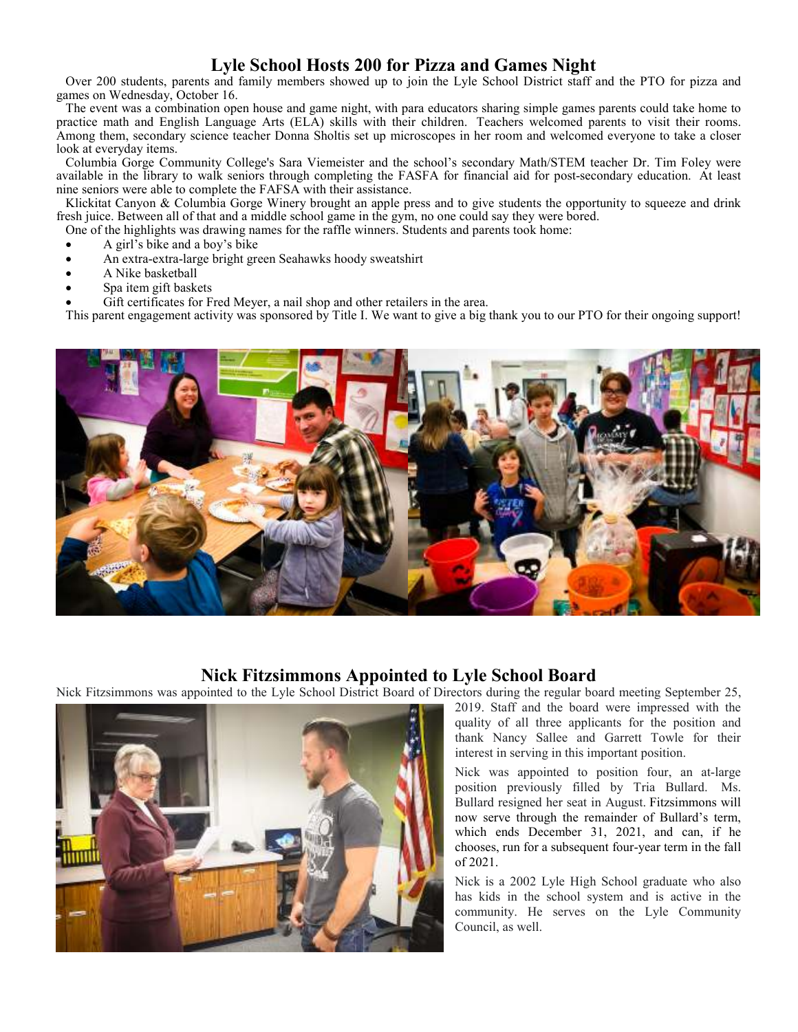## Lyle School Hosts 200 for Pizza and Games Night

Over 200 students, parents and family members showed up to join the Lyle School District staff and the PTO for pizza and games on Wednesday, October 16.

The event was a combination open house and game night, with para educators sharing simple games parents could take home to practice math and English Language Arts (ELA) skills with their children. Teachers welcomed parents to visit their rooms. Among them, secondary science teacher Donna Sholtis set up microscopes in her room and welcomed everyone to take a closer look at everyday items.

Columbia Gorge Community College's Sara Viemeister and the school's secondary Math/STEM teacher Dr. Tim Foley were available in the library to walk seniors through completing the FAFSA for financial aid for post-secondary education. At least nine seniors were able to complete the FAFSA with their assistance.

Klickitat Canyon & Columbia Gorge Winery brought an apple press and to give students the opportunity to squeeze and drink fresh juice. Between all of that and a middle school game in the gym, no one could say they were bored.

One of the highlights was drawing names for the raffle winners. Students and parents took home:

- A girl's bike and a boy's bike
- An extra-extra-large bright green Seahawks hoody sweatshirt
- A Nike basketball
- Spa item gift baskets
- Gift certificates for Fred Meyer, a nail shop and other retailers in the area.

This parent engagement activity was sponsored by Title I. We want to give a big thank you to our PTO for their ongoing support!

## Nick Fitzsimmons Appointed to Lyle School Board

Nick Fitzsimmons was appointed to the Lyle School District Board of Directors during the regular board meeting September 25, 2019. Staff and the board were impressed with the quality of all three applicants for the position and thank Nancy Sallee and Garrett Towle for their interest in serving in this important position.

Nick was appointed to position four, an at-large position previously filled by Tria Bullard. Ms. Bullard resigned her seat in August. Fitzsimmons will now serve through the remainder of Bullard's term, which ends December 31, 2021, and can, if he chooses, run for a subsequent four-year term in the fall of 2021.

Nick is a 2002 Lyle High School graduate who also has kids in the school system and is active in the community. He serves on the Lyle Community Council, as well.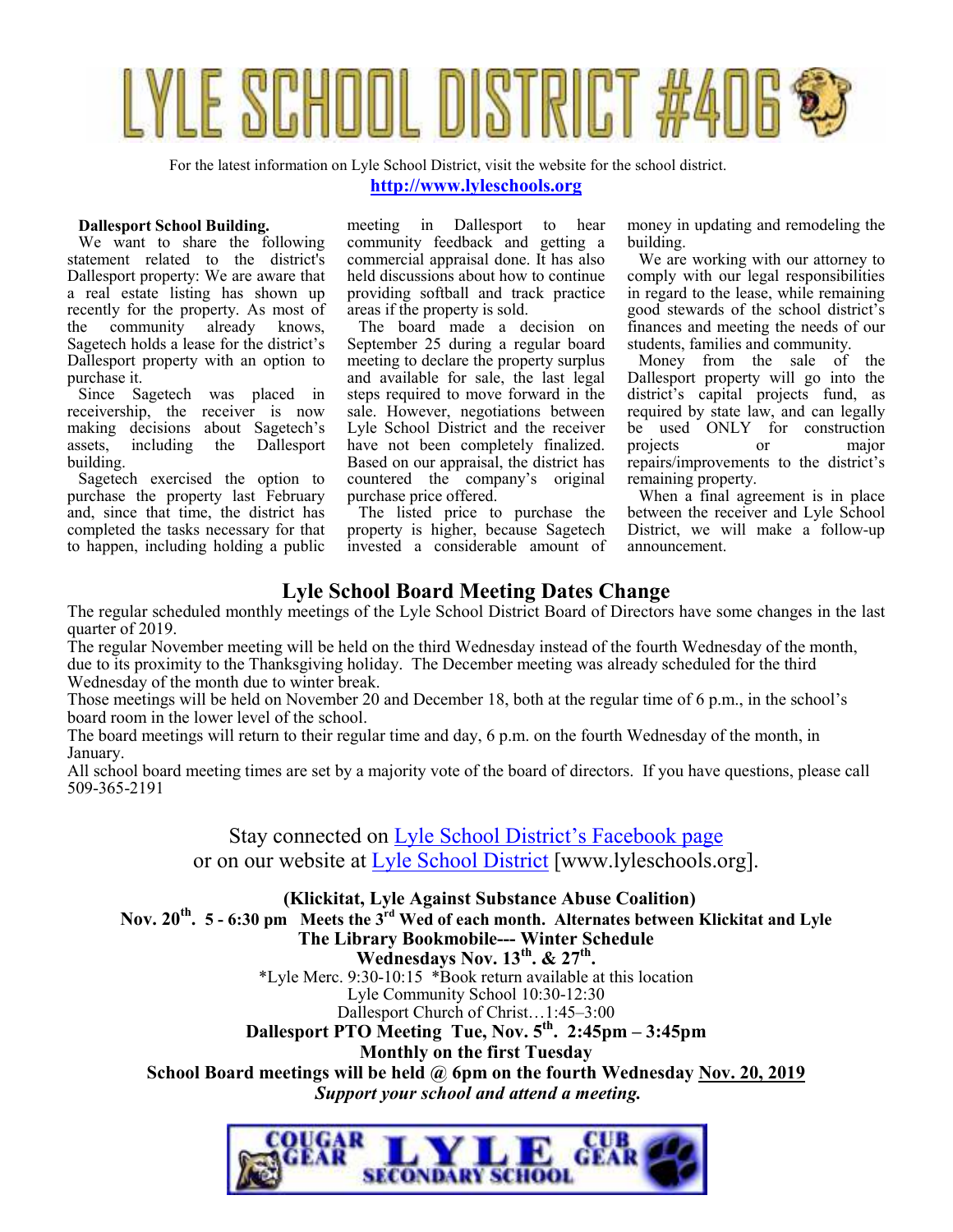# LYLE SCHOOL DISTRICT #406

For the latest information on Lyle School District, visit the website for the school district.

http://www.lyleschools.org

**Dallesport School Building.**

We want to share the following statement related to the district's Dallesport property: We are aware that a real estate listing has shown up recently for the property. As most of the community already knows, Sagetech holds a lease for the district's Dallesport property with an option to purchase it.

Since Sagetech was placed in receivership, the receiver is now making decisions about Sagetech's assets, including the Dallesport building.

Sagetech exercised the option to purchase the property last February and, since that time, the district has completed the tasks necessary for that to happen, including holding a public meeting in Dallesport to hear community feedback and getting a commercial appraisal done. It has also held discussions about how to continue providing softball and track practice areas if the property is sold.

The board made a decision on September 25 during a regular board meeting to declare the property surplus and available for sale, the last legal steps required to move forward in the sale. However, negotiations between Lyle School District and the receiver have not been completely finalized. Based on our appraisal, the district has countered the company's original purchase price offered.

The listed price to purchase the property is higher, because Sagetech invested a considerable amount of money in updating and remodeling the building.

We are working with our attorney to comply with our legal responsibilities in regard to the lease, while remaining good stewards of the school district's finances and meeting the needs of our students, families and community.

Money from the sale of the Dallesport property will go into the district's capital projects fund, as required by state law, and can legally be used ONLY for construction projects or major repairs/improvements to the district's remaining property.

When a final agreement is in place between the receiver and Lyle School District, we will make a follow-up announcement.

## Lyle School Board Meeting Dates Change

The regular scheduled monthly meetings of the Lyle School District Board of Directors have some changes in the last quarter of 2019.

The regular November meeting will be held on the third Wednesday instead of the fourth Wednesday of the month, due to its proximity to the Thanksgiving holiday. The December meeting was already scheduled for the third Wednesday of the month due to winter break.

Those meetings will be held on November 20 and December 18, both at the regular time of 6 p.m., in the school's board room in the lower level of the school.

The board meetings will return to their regular time and day, 6 p.m. on the fourth Wednesday of the month, in January.

All school board meeting times are set by a majority vote of the board of directors. If you have questions, please call 509-365-2191

Stay connected on Lyle School District's Facebook page
or on our website at Lyle School District [www.lyleschools.org].

**(Klickitat, Lyle Against Substance Abuse Coalition)**
**Nov. 20th. 5 - 6:30 pm Meets the 3rd Wed of each month. Alternates between Klickitat and Lyle**
**The Library Bookmobile--- Winter Schedule**
**Wednesdays Nov. 13th. & 27th.**
*Lyle Merc. 9:30-10:15 *Book return available at this location
Lyle Community School 10:30-12:30
Dallesport Church of Christ…1:45–3:00
**Dallesport PTO Meeting Tue, Nov. 5th. 2:45pm – 3:45pm**
**Monthly on the first Tuesday**
**School Board meetings will be held @ 6pm on the fourth Wednesday Nov. 20, 2019**
***Support your school and attend a meeting.***

COUGAR GEAR LYLE SECONDARY SCHOOL CUB GEAR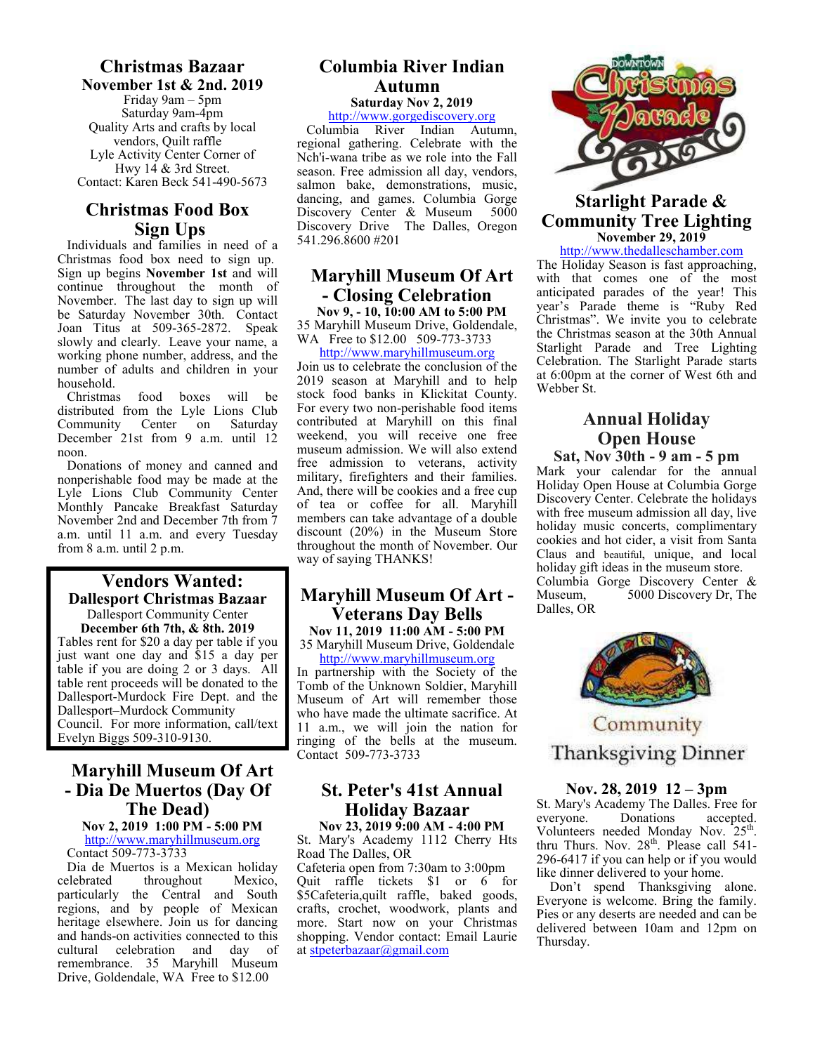## Christmas Bazaar

**November 1st & 2nd. 2019**

Friday 9am – 5pm
Saturday 9am-4pm
Quality Arts and crafts by local vendors, Quilt raffle
Lyle Activity Center Corner of Hwy 14 & 3rd Street.
Contact: Karen Beck 541-490-5673

## Christmas Food Box Sign Ups

Individuals and families in need of a Christmas food box need to sign up. Sign up begins **November 1st** and will continue throughout the month of November. The last day to sign up will be Saturday November 30th. Contact Joan Titus at 509-365-2872. Speak slowly and clearly. Leave your name, a working phone number, address, and the number of adults and children in your household.

Christmas food boxes will be distributed from the Lyle Lions Club Community Center on Saturday December 21st from 9 a.m. until 12 noon.

Donations of money and canned and nonperishable food may be made at the Lyle Lions Club Community Center Monthly Pancake Breakfast Saturday November 2nd and December 7th from 7 a.m. until 11 a.m. and every Tuesday from 8 a.m. until 2 p.m.

## Vendors Wanted:

**Dallesport Christmas Bazaar**

Dallesport Community Center

**December 6th 7th, & 8th. 2019**

Tables rent for $20 a day per table if you just want one day and $15 a day per table if you are doing 2 or 3 days. All table rent proceeds will be donated to the Dallesport-Murdock Fire Dept. and the Dallesport–Murdock Community Council. For more information, call/text Evelyn Biggs 509-310-9130.

## Maryhill Museum Of Art - Dia De Muertos (Day Of The Dead)

**Nov 2, 2019 1:00 PM - 5:00 PM**

http://www.maryhillmuseum.org

Contact 509-773-3733

Dia de Muertos is a Mexican holiday celebrated throughout Mexico, particularly the Central and South regions, and by people of Mexican heritage elsewhere. Join us for dancing and hands-on activities connected to this cultural celebration and day of remembrance. 35 Maryhill Museum Drive, Goldendale, WA Free to $12.00

## Columbia River Indian Autumn

**Saturday Nov 2, 2019**

http://www.gorgediscovery.org

Columbia River Indian Autumn, regional gathering. Celebrate with the Nch'i-wana tribe as we role into the Fall season. Free admission all day, vendors, salmon bake, demonstrations, music, dancing, and games. Columbia Gorge Discovery Center & Museum 5000 Discovery Drive The Dalles, Oregon 541.296.8600 #201

## Maryhill Museum Of Art - Closing Celebration

**Nov 9, - 10, 10:00 AM to 5:00 PM**

35 Maryhill Museum Drive, Goldendale, WA Free to $12.00 509-773-3733

http://www.maryhillmuseum.org

Join us to celebrate the conclusion of the 2019 season at Maryhill and to help stock food banks in Klickitat County. For every two non-perishable food items contributed at Maryhill on this final weekend, you will receive one free museum admission. We will also extend free admission to veterans, activity military, firefighters and their families. And, there will be cookies and a free cup of tea or coffee for all. Maryhill members can take advantage of a double discount (20%) in the Museum Store throughout the month of November. Our way of saying THANKS!

## Maryhill Museum Of Art - Veterans Day Bells

**Nov 11, 2019 11:00 AM - 5:00 PM**

35 Maryhill Museum Drive, Goldendale

http://www.maryhillmuseum.org

In partnership with the Society of the Tomb of the Unknown Soldier, Maryhill Museum of Art will remember those who have made the ultimate sacrifice. At 11 a.m., we will join the nation for ringing of the bells at the museum. Contact 509-773-3733

## St. Peter's 41st Annual Holiday Bazaar

**Nov 23, 2019 9:00 AM - 4:00 PM**

St. Mary's Academy 1112 Cherry Hts Road The Dalles, OR

Cafeteria open from 7:30am to 3:00pm Quit raffle tickets $1 or 6 for $5Cafeteria,quilt raffle, baked goods, crafts, crochet, woodwork, plants and more. Start now on your Christmas shopping. Vendor contact: Email Laurie at stpeterbazaar@gmail.com

## Starlight Parade & Community Tree Lighting

**November 29, 2019**

http://www.thedalleschamber.com

The Holiday Season is fast approaching, with that comes one of the most anticipated parades of the year! This year's Parade theme is "Ruby Red Christmas". We invite you to celebrate the Christmas season at the 30th Annual Starlight Parade and Tree Lighting Celebration. The Starlight Parade starts at 6:00pm at the corner of West 6th and Webber St.

## Annual Holiday Open House

**Sat, Nov 30th - 9 am - 5 pm**

Mark your calendar for the annual Holiday Open House at Columbia Gorge Discovery Center. Celebrate the holidays with free museum admission all day, live holiday music concerts, complimentary cookies and hot cider, a visit from Santa Claus and beautiful, unique, and local holiday gift ideas in the museum store. Columbia Gorge Discovery Center & Museum, 5000 Discovery Dr, The Dalles, OR

## Community Thanksgiving Dinner

**Nov. 28, 2019 12 – 3pm**

St. Mary's Academy The Dalles. Free for everyone. Donations accepted. Volunteers needed Monday Nov. 25th. thru Thurs. Nov. 28th. Please call 541-296-6417 if you can help or if you would like dinner delivered to your home.

Don't spend Thanksgiving alone. Everyone is welcome. Bring the family. Pies or any deserts are needed and can be delivered between 10am and 12pm on Thursday.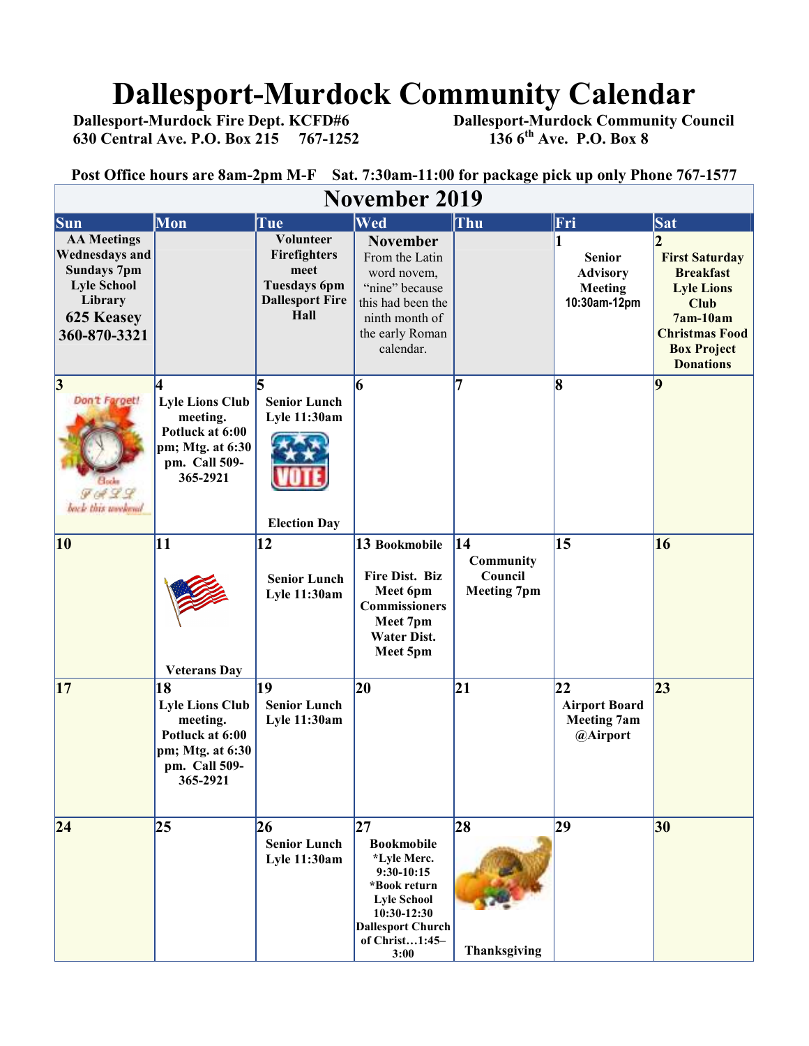# Dallesport-Murdock Community Calendar

**Dallesport-Murdock Fire Dept. KCFD#6**
**630 Central Ave. P.O. Box 215 767-1252**

**Dallesport-Murdock Community Council**
**136 6th Ave. P.O. Box 8**

**Post Office hours are 8am-2pm M-F Sat. 7:30am-11:00 for package pick up only Phone 767-1577**

## November 2019

| Sun | Mon | Tue | Wed | Thu | Fri | Sat |
|---|---|---|---|---|---|---|
| **AA Meetings Wednesdays and Sundays 7pm Lyle School Library 625 Keasey 360-870-3321** | | **Volunteer Firefighters meet Tuesdays 6pm Dallesport Fire Hall** | **November** From the Latin word novem, "nine" because this had been the ninth month of the early Roman calendar. | | 1 **Senior Advisory Meeting 10:30am-12pm** | 2 **First Saturday Breakfast Lyle Lions Club 7am-10am Christmas Food Box Project Donations** |
| 3 Don't Forget! Clocks FALL back this weekend! | 4 **Lyle Lions Club meeting. Potluck at 6:00 pm; Mtg. at 6:30 pm. Call 509-365-2921** | 5 **Senior Lunch Lyle 11:30am** VOTE **Election Day** | 6 | 7 | 8 | 9 |
| 10 | 11 **Veterans Day** | 12 **Senior Lunch Lyle 11:30am** | 13 **Bookmobile Fire Dist. Biz Meet 6pm Commissioners Meet 7pm Water Dist. Meet 5pm** | 14 **Community Council Meeting 7pm** | 15 | 16 |
| 17 | 18 **Lyle Lions Club meeting. Potluck at 6:00 pm; Mtg. at 6:30 pm. Call 509-365-2921** | 19 **Senior Lunch Lyle 11:30am** | 20 | 21 | 22 **Airport Board Meeting 7am @Airport** | 23 |
| 24 | 25 | 26 **Senior Lunch Lyle 11:30am** | 27 **Bookmobile *Lyle Merc. 9:30-10:15 *Book return Lyle School 10:30-12:30 Dallesport Church of Christ…1:45–3:00** | 28 **Thanksgiving** | 29 | 30 |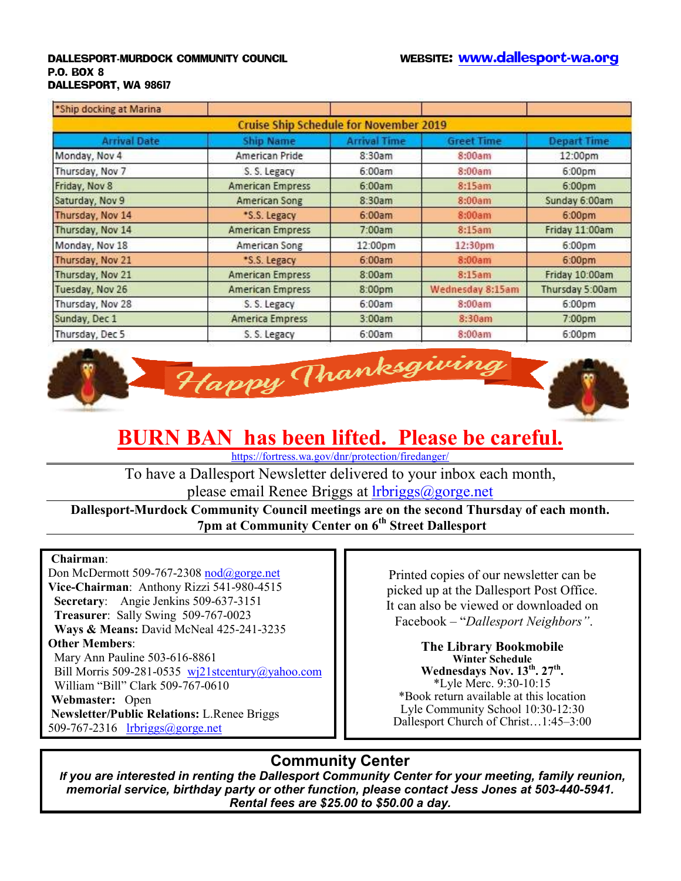**DALLESPORT-MURDOCK COMMUNITY COUNCIL**
**P.O. BOX 8**
**DALLESPORT, WA 98617**

**WEBSITE:** [www.dallesport-wa.org](http://www.dallesport-wa.org)

| *Ship docking at Marina | | | | |
|---|---|---|---|---|
| **Cruise Ship Schedule for November 2019** | | | | |
| **Arrival Date** | **Ship Name** | **Arrival Time** | **Greet Time** | **Depart Time** |
| Monday, Nov 4 | American Pride | 8:30am | 8:00am | 12:00pm |
| Thursday, Nov 7 | S. S. Legacy | 6:00am | 8:00am | 6:00pm |
| Friday, Nov 8 | American Empress | 6:00am | 8:15am | 6:00pm |
| Saturday, Nov 9 | American Song | 8:30am | 8:00am | Sunday 6:00am |
| Thursday, Nov 14 | *S.S. Legacy | 6:00am | 8:00am | 6:00pm |
| Thursday, Nov 14 | American Empress | 7:00am | 8:15am | Friday 11:00am |
| Monday, Nov 18 | American Song | 12:00pm | 12:30pm | 6:00pm |
| Thursday, Nov 21 | *S.S. Legacy | 6:00am | 8:00am | 6:00pm |
| Thursday, Nov 21 | American Empress | 8:00am | 8:15am | Friday 10:00am |
| Tuesday, Nov 26 | American Empress | 8:00pm | Wednesday 8:15am | Thursday 5:00am |
| Thursday, Nov 28 | S. S. Legacy | 6:00am | 8:00am | 6:00pm |
| Sunday, Dec 1 | America Empress | 3:00am | 8:30am | 7:00pm |
| Thursday, Dec 5 | S. S. Legacy | 6:00am | 8:00am | 6:00pm |

Happy Thanksgiving

# BURN BAN has been lifted. Please be careful.

https://fortress.wa.gov/dnr/protection/firedanger/

To have a Dallesport Newsletter delivered to your inbox each month, please email Renee Briggs at lrbriggs@gorge.net

**Dallesport-Murdock Community Council meetings are on the second Thursday of each month. 7pm at Community Center on 6th Street Dallesport**

**Chairman**:
Don McDermott 509-767-2308 nod@gorge.net
**Vice-Chairman**: Anthony Rizzi 541-980-4515
**Secretary**: Angie Jenkins 509-637-3151
**Treasurer**: Sally Swing 509-767-0023
**Ways & Means:** David McNeal 425-241-3235
**Other Members**:
Mary Ann Pauline 503-616-8861
Bill Morris 509-281-0535 wj21stcentury@yahoo.com
William "Bill" Clark 509-767-0610
**Webmaster:** Open
**Newsletter/Public Relations:** L.Renee Briggs
509-767-2316 lrbriggs@gorge.net

Printed copies of our newsletter can be picked up at the Dallesport Post Office. It can also be viewed or downloaded on Facebook – "*Dallesport Neighbors*".

**The Library Bookmobile**
**Winter Schedule**
**Wednesdays Nov. 13th. 27th.**
*Lyle Merc. 9:30-10:15
*Book return available at this location
Lyle Community School 10:30-12:30
Dallesport Church of Christ…1:45–3:00

## Community Center

***If you are interested in renting the Dallesport Community Center for your meeting, family reunion, memorial service, birthday party or other function, please contact Jess Jones at 503-440-5941. Rental fees are $25.00 to $50.00 a day.***